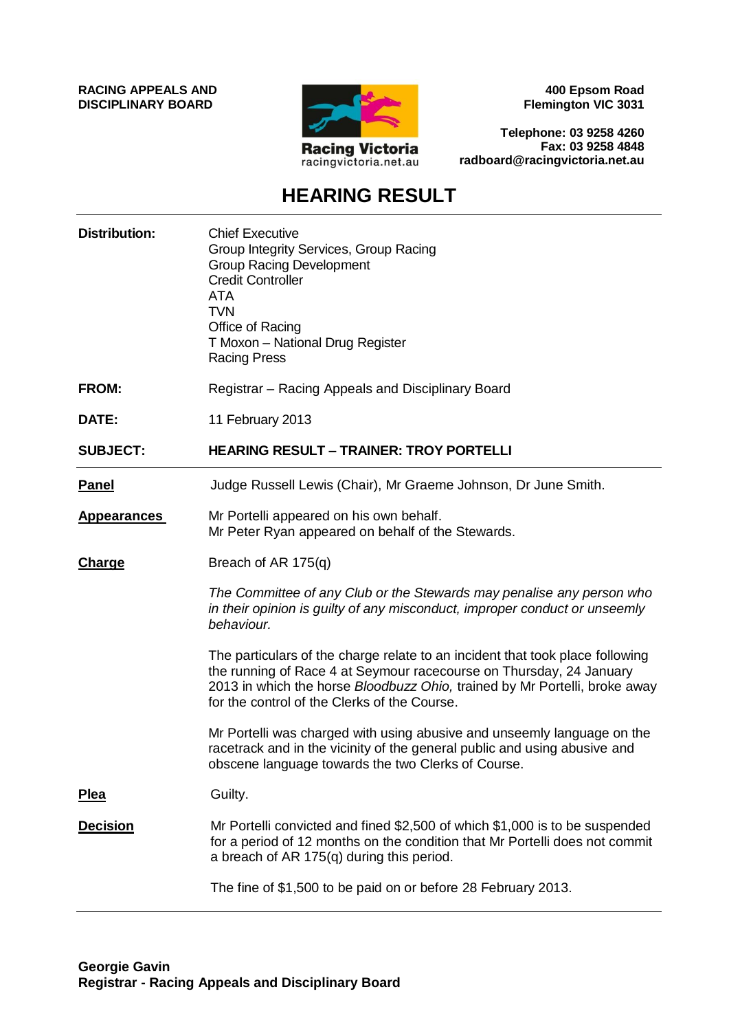**RACING APPEALS AND DISCIPLINARY BOARD**

Racing Victoria
racingvictoria.net.au

**400 Epsom Road**
**Flemington VIC 3031**

**Telephone: 03 9258 4260**
**Fax: 03 9258 4848**
**radboard@racingvictoria.net.au**

# HEARING RESULT

**Distribution:** Chief Executive
Group Integrity Services, Group Racing
Group Racing Development
Credit Controller
ATA
TVN
Office of Racing
T Moxon – National Drug Register
Racing Press

**FROM:** Registrar – Racing Appeals and Disciplinary Board

**DATE:** 11 February 2013

**SUBJECT:** **HEARING RESULT – TRAINER: TROY PORTELLI**

---

**Panel**

Judge Russell Lewis (Chair), Mr Graeme Johnson, Dr June Smith.

**Appearances**

Mr Portelli appeared on his own behalf.
Mr Peter Ryan appeared on behalf of the Stewards.

**Charge**

Breach of AR 175(q)

*The Committee of any Club or the Stewards may penalise any person who in their opinion is guilty of any misconduct, improper conduct or unseemly behaviour.*

The particulars of the charge relate to an incident that took place following the running of Race 4 at Seymour racecourse on Thursday, 24 January 2013 in which the horse *Bloodbuzz Ohio,* trained by Mr Portelli, broke away for the control of the Clerks of the Course.

Mr Portelli was charged with using abusive and unseemly language on the racetrack and in the vicinity of the general public and using abusive and obscene language towards the two Clerks of Course.

**Plea**

Guilty.

**Decision**

Mr Portelli convicted and fined $2,500 of which $1,000 is to be suspended for a period of 12 months on the condition that Mr Portelli does not commit a breach of AR 175(q) during this period.

The fine of $1,500 to be paid on or before 28 February 2013.

---

**Georgie Gavin**
**Registrar - Racing Appeals and Disciplinary Board**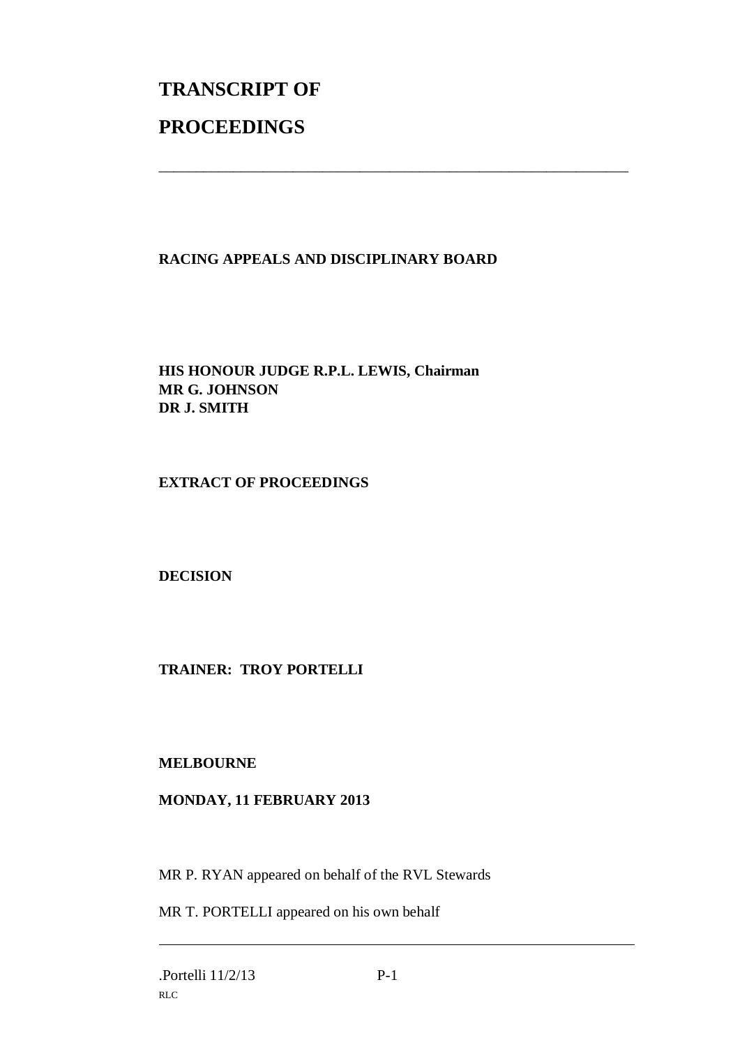# TRANSCRIPT OF

# PROCEEDINGS

---

**RACING APPEALS AND DISCIPLINARY BOARD**

**HIS HONOUR JUDGE R.P.L. LEWIS, Chairman**
**MR G. JOHNSON**
**DR J. SMITH**

**EXTRACT OF PROCEEDINGS**

**DECISION**

**TRAINER: TROY PORTELLI**

**MELBOURNE**

**MONDAY, 11 FEBRUARY 2013**

MR P. RYAN appeared on behalf of the RVL Stewards

MR T. PORTELLI appeared on his own behalf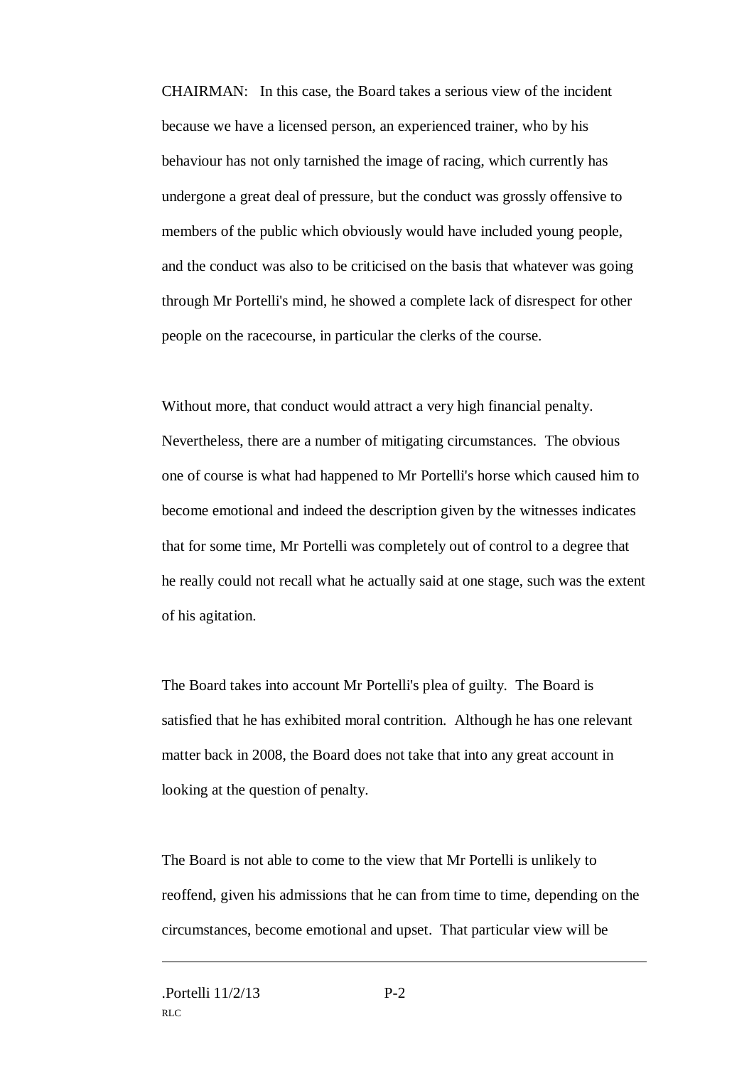CHAIRMAN: In this case, the Board takes a serious view of the incident because we have a licensed person, an experienced trainer, who by his behaviour has not only tarnished the image of racing, which currently has undergone a great deal of pressure, but the conduct was grossly offensive to members of the public which obviously would have included young people, and the conduct was also to be criticised on the basis that whatever was going through Mr Portelli's mind, he showed a complete lack of disrespect for other people on the racecourse, in particular the clerks of the course.

Without more, that conduct would attract a very high financial penalty. Nevertheless, there are a number of mitigating circumstances. The obvious one of course is what had happened to Mr Portelli's horse which caused him to become emotional and indeed the description given by the witnesses indicates that for some time, Mr Portelli was completely out of control to a degree that he really could not recall what he actually said at one stage, such was the extent of his agitation.

The Board takes into account Mr Portelli's plea of guilty. The Board is satisfied that he has exhibited moral contrition. Although he has one relevant matter back in 2008, the Board does not take that into any great account in looking at the question of penalty.

The Board is not able to come to the view that Mr Portelli is unlikely to reoffend, given his admissions that he can from time to time, depending on the circumstances, become emotional and upset. That particular view will be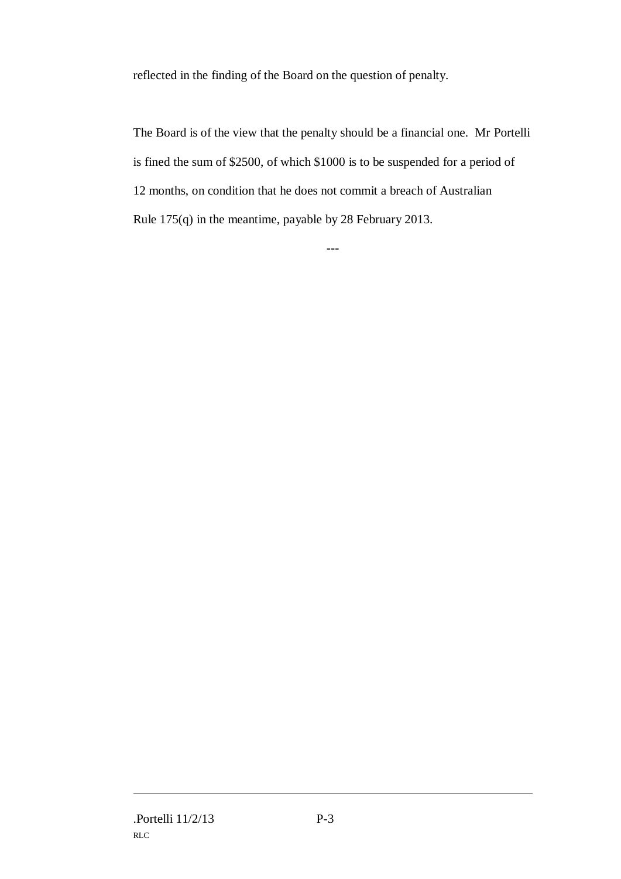reflected in the finding of the Board on the question of penalty.

The Board is of the view that the penalty should be a financial one. Mr Portelli is fined the sum of $2500, of which $1000 is to be suspended for a period of 12 months, on condition that he does not commit a breach of Australian Rule 175(q) in the meantime, payable by 28 February 2013.

---